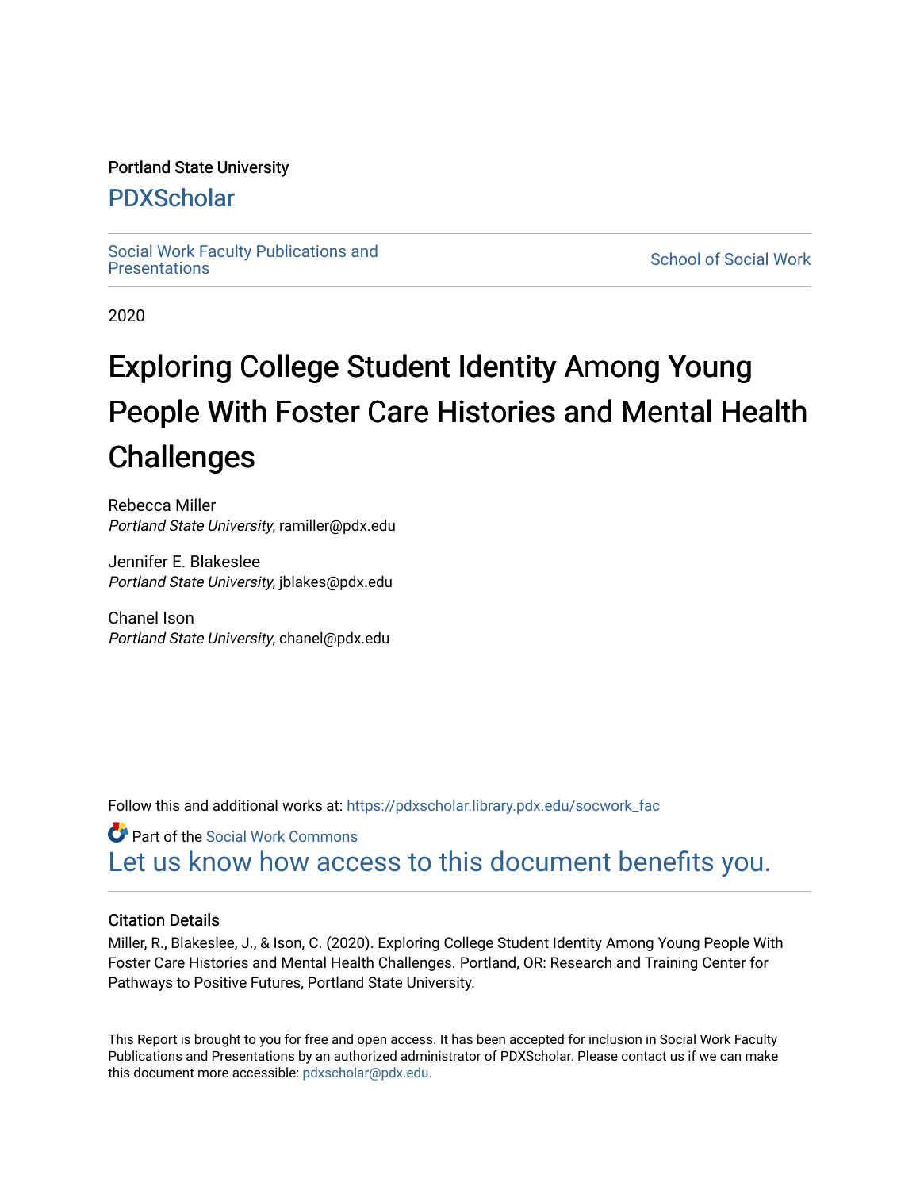Portland State University

# PDXScholar

Social Work Faculty Publications and Presentations

School of Social Work

2020

# Exploring College Student Identity Among Young People With Foster Care Histories and Mental Health Challenges

Rebecca Miller
*Portland State University*, ramiller@pdx.edu

Jennifer E. Blakeslee
*Portland State University*, jblakes@pdx.edu

Chanel Ison
*Portland State University*, chanel@pdx.edu

Follow this and additional works at: https://pdxscholar.library.pdx.edu/socwork_fac

Part of the Social Work Commons

Let us know how access to this document benefits you.

## Citation Details

Miller, R., Blakeslee, J., & Ison, C. (2020). Exploring College Student Identity Among Young People With Foster Care Histories and Mental Health Challenges. Portland, OR: Research and Training Center for Pathways to Positive Futures, Portland State University.

This Report is brought to you for free and open access. It has been accepted for inclusion in Social Work Faculty Publications and Presentations by an authorized administrator of PDXScholar. Please contact us if we can make this document more accessible: pdxscholar@pdx.edu.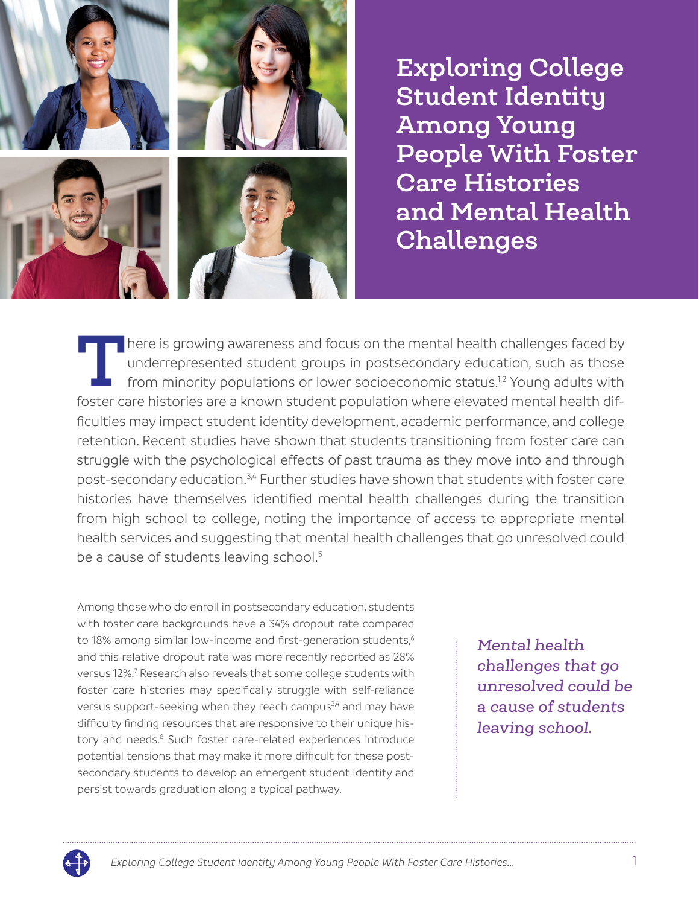# Exploring College Student Identity Among Young People With Foster Care Histories and Mental Health Challenges

There is growing awareness and focus on the mental health challenges faced by underrepresented student groups in postsecondary education, such as those from minority populations or lower socioeconomic status.[1,2] Young adults with foster care histories are a known student population where elevated mental health difficulties may impact student identity development, academic performance, and college retention. Recent studies have shown that students transitioning from foster care can struggle with the psychological effects of past trauma as they move into and through post-secondary education.[3,4] Further studies have shown that students with foster care histories have themselves identified mental health challenges during the transition from high school to college, noting the importance of access to appropriate mental health services and suggesting that mental health challenges that go unresolved could be a cause of students leaving school.[5]

Among those who do enroll in postsecondary education, students with foster care backgrounds have a 34% dropout rate compared to 18% among similar low-income and first-generation students,[6] and this relative dropout rate was more recently reported as 28% versus 12%.[7] Research also reveals that some college students with foster care histories may specifically struggle with self-reliance versus support-seeking when they reach campus[3,4] and may have difficulty finding resources that are responsive to their unique history and needs.[8] Such foster care-related experiences introduce potential tensions that may make it more difficult for these post-secondary students to develop an emergent student identity and persist towards graduation along a typical pathway.

*Mental health challenges that go unresolved could be a cause of students leaving school.*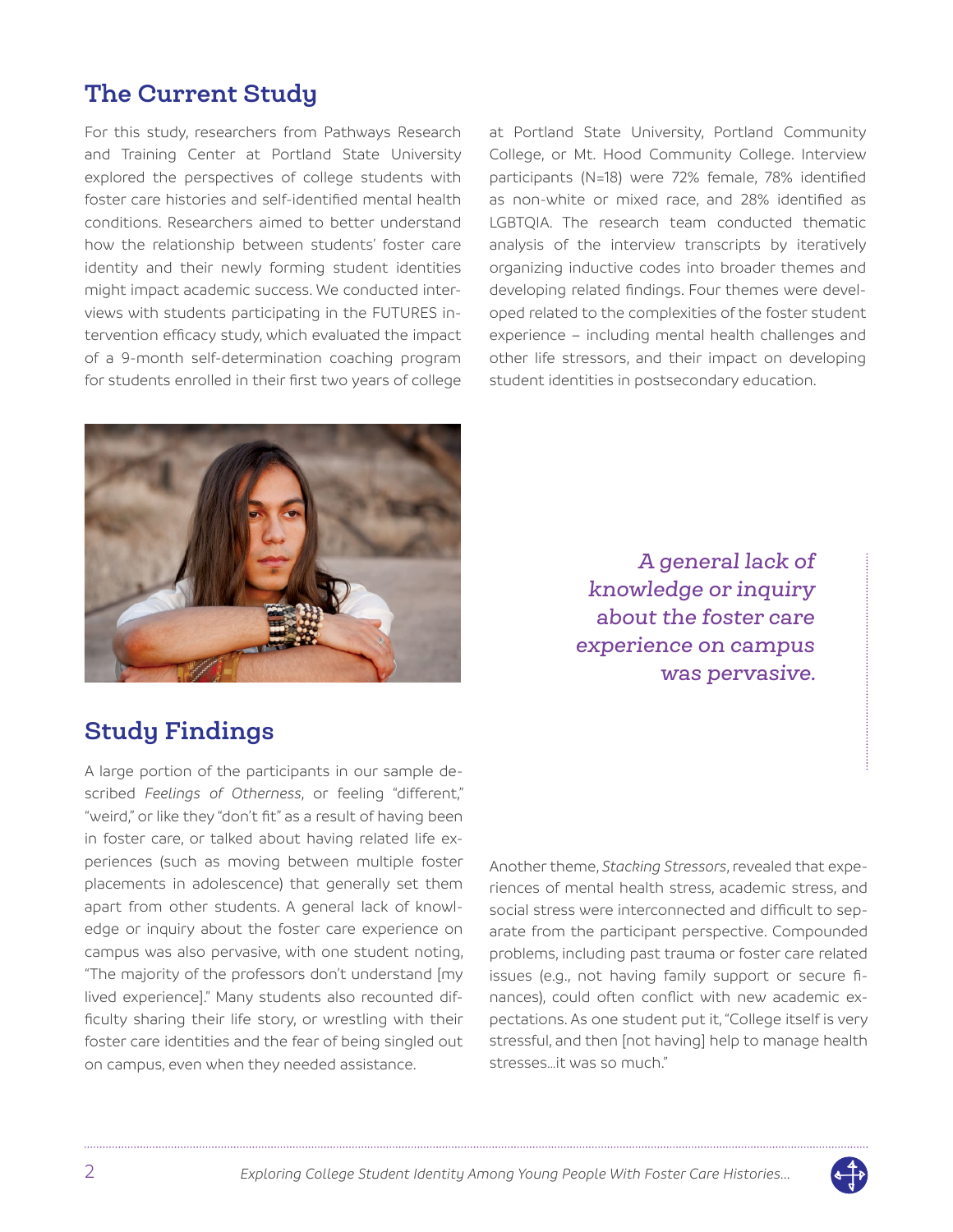## The Current Study

For this study, researchers from Pathways Research and Training Center at Portland State University explored the perspectives of college students with foster care histories and self-identified mental health conditions. Researchers aimed to better understand how the relationship between students' foster care identity and their newly forming student identities might impact academic success. We conducted interviews with students participating in the FUTURES intervention efficacy study, which evaluated the impact of a 9-month self-determination coaching program for students enrolled in their first two years of college at Portland State University, Portland Community College, or Mt. Hood Community College. Interview participants (N=18) were 72% female, 78% identified as non-white or mixed race, and 28% identified as LGBTQIA. The research team conducted thematic analysis of the interview transcripts by iteratively organizing inductive codes into broader themes and developing related findings. Four themes were developed related to the complexities of the foster student experience – including mental health challenges and other life stressors, and their impact on developing student identities in postsecondary education.

*A general lack of knowledge or inquiry about the foster care experience on campus was pervasive.*

## Study Findings

A large portion of the participants in our sample described *Feelings of Otherness*, or feeling "different," "weird," or like they "don't fit" as a result of having been in foster care, or talked about having related life experiences (such as moving between multiple foster placements in adolescence) that generally set them apart from other students. A general lack of knowledge or inquiry about the foster care experience on campus was also pervasive, with one student noting, "The majority of the professors don't understand [my lived experience]." Many students also recounted difficulty sharing their life story, or wrestling with their foster care identities and the fear of being singled out on campus, even when they needed assistance.

Another theme, *Stacking Stressors*, revealed that experiences of mental health stress, academic stress, and social stress were interconnected and difficult to separate from the participant perspective. Compounded problems, including past trauma or foster care related issues (e.g., not having family support or secure finances), could often conflict with new academic expectations. As one student put it, "College itself is very stressful, and then [not having] help to manage health stresses...it was so much."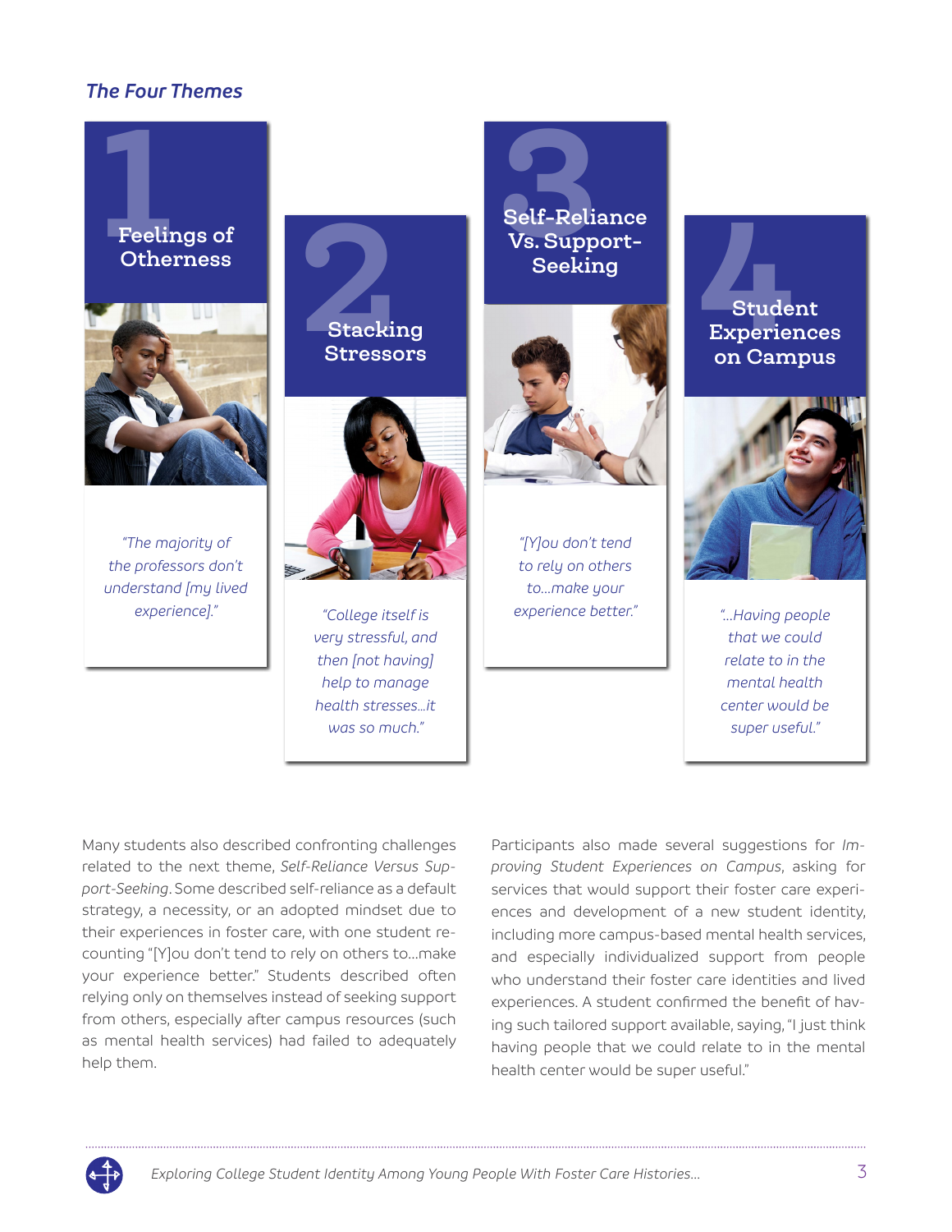### *The Four Themes*

**1 Feelings of Otherness**

*"The majority of the professors don't understand [my lived experience]."*

**2 Stacking Stressors**

*"College itself is very stressful, and then [not having] help to manage health stresses…it was so much."*

**3 Self-Reliance Vs. Support-Seeking**

*"[Y]ou don't tend to rely on others to…make your experience better."*

**4 Student Experiences on Campus**

*"…Having people that we could relate to in the mental health center would be super useful."*

Many students also described confronting challenges related to the next theme, *Self-Reliance Versus Support-Seeking*. Some described self-reliance as a default strategy, a necessity, or an adopted mindset due to their experiences in foster care, with one student recounting "[Y]ou don't tend to rely on others to…make your experience better." Students described often relying only on themselves instead of seeking support from others, especially after campus resources (such as mental health services) had failed to adequately help them.

Participants also made several suggestions for *Improving Student Experiences on Campus*, asking for services that would support their foster care experiences and development of a new student identity, including more campus-based mental health services, and especially individualized support from people who understand their foster care identities and lived experiences. A student confirmed the benefit of having such tailored support available, saying, "I just think having people that we could relate to in the mental health center would be super useful."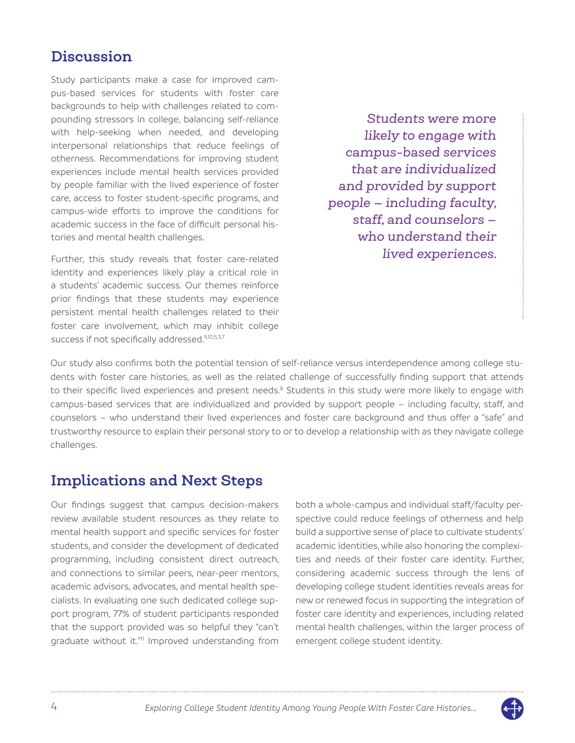## Discussion

Study participants make a case for improved campus-based services for students with foster care backgrounds to help with challenges related to compounding stressors in college, balancing self-reliance with help-seeking when needed, and developing interpersonal relationships that reduce feelings of otherness. Recommendations for improving student experiences include mental health services provided by people familiar with the lived experience of foster care, access to foster student-specific programs, and campus-wide efforts to improve the conditions for academic success in the face of difficult personal histories and mental health challenges.

Further, this study reveals that foster care-related identity and experiences likely play a critical role in a students' academic success. Our themes reinforce prior findings that these students may experience persistent mental health challenges related to their foster care involvement, which may inhibit college success if not specifically addressed.[9,10,5,3,7]

*Students were more likely to engage with campus-based services that are individualized and provided by support people – including faculty, staff, and counselors – who understand their lived experiences.*

Our study also confirms both the potential tension of self-reliance versus interdependence among college students with foster care histories, as well as the related challenge of successfully finding support that attends to their specific lived experiences and present needs.[8] Students in this study were more likely to engage with campus-based services that are individualized and provided by support people – including faculty, staff, and counselors – who understand their lived experiences and foster care background and thus offer a "safe" and trustworthy resource to explain their personal story to or to develop a relationship with as they navigate college challenges.

## Implications and Next Steps

Our findings suggest that campus decision-makers review available student resources as they relate to mental health support and specific services for foster students, and consider the development of dedicated programming, including consistent direct outreach, and connections to similar peers, near-peer mentors, academic advisors, advocates, and mental health specialists. In evaluating one such dedicated college support program, 77% of student participants responded that the support provided was so helpful they "can't graduate without it."[11] Improved understanding from both a whole-campus and individual staff/faculty perspective could reduce feelings of otherness and help build a supportive sense of place to cultivate students' academic identities, while also honoring the complexities and needs of their foster care identity. Further, considering academic success through the lens of developing college student identities reveals areas for new or renewed focus in supporting the integration of foster care identity and experiences, including related mental health challenges, within the larger process of emergent college student identity.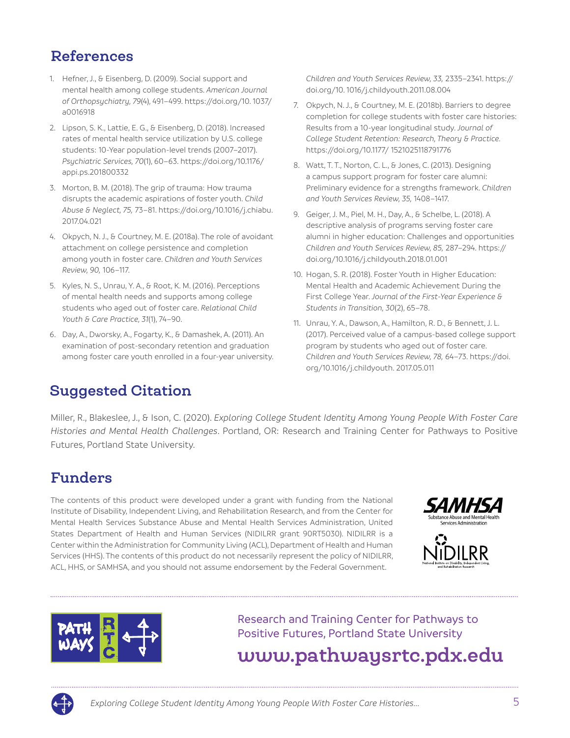## References

1. Hefner, J., & Eisenberg, D. (2009). Social support and mental health among college students. *American Journal of Orthopsychiatry, 79*(4), 491–499. https://doi.org/10. 1037/a0016918
2. Lipson, S. K., Lattie, E. G., & Eisenberg, D. (2018). Increased rates of mental health service utilization by U.S. college students: 10-Year population-level trends (2007–2017). *Psychiatric Services, 70*(1), 60–63. https://doi.org/10.1176/appi.ps.201800332
3. Morton, B. M. (2018). The grip of trauma: How trauma disrupts the academic aspirations of foster youth. *Child Abuse & Neglect, 75,* 73–81. https://doi.org/10.1016/j.chiabu.2017.04.021
4. Okpych, N. J., & Courtney, M. E. (2018a). The role of avoidant attachment on college persistence and completion among youth in foster care. *Children and Youth Services Review, 90,* 106–117.
5. Kyles, N. S., Unrau, Y. A., & Root, K. M. (2016). Perceptions of mental health needs and supports among college students who aged out of foster care. *Relational Child Youth & Care Practice, 31*(1), 74–90.
6. Day, A., Dworsky, A., Fogarty, K., & Damashek, A. (2011). An examination of post-secondary retention and graduation among foster care youth enrolled in a four-year university. *Children and Youth Services Review, 33,* 2335–2341. https://doi.org/10. 1016/j.childyouth.2011.08.004
7. Okpych, N. J., & Courtney, M. E. (2018b). Barriers to degree completion for college students with foster care histories: Results from a 10-year longitudinal study. *Journal of College Student Retention: Research, Theory & Practice.* https://doi.org/10.1177/ 1521025118791776
8. Watt, T. T., Norton, C. L., & Jones, C. (2013). Designing a campus support program for foster care alumni: Preliminary evidence for a strengths framework. *Children and Youth Services Review, 35,* 1408–1417.
9. Geiger, J. M., Piel, M. H., Day, A., & Schelbe, L. (2018). A descriptive analysis of programs serving foster care alumni in higher education: Challenges and opportunities *Children and Youth Services Review, 85,* 287–294. https://doi.org/10.1016/j.childyouth.2018.01.001
10. Hogan, S. R. (2018). Foster Youth in Higher Education: Mental Health and Academic Achievement During the First College Year. *Journal of the First-Year Experience & Students in Transition, 30*(2), 65–78.
11. Unrau, Y. A., Dawson, A., Hamilton, R. D., & Bennett, J. L. (2017). Perceived value of a campus-based college support program by students who aged out of foster care. *Children and Youth Services Review, 78,* 64–73. https://doi.org/10.1016/j.childyouth. 2017.05.011

## Suggested Citation

Miller, R., Blakeslee, J., & Ison, C. (2020). *Exploring College Student Identity Among Young People With Foster Care Histories and Mental Health Challenges*. Portland, OR: Research and Training Center for Pathways to Positive Futures, Portland State University.

## Funders

The contents of this product were developed under a grant with funding from the National Institute of Disability, Independent Living, and Rehabilitation Research, and from the Center for Mental Health Services Substance Abuse and Mental Health Services Administration, United States Department of Health and Human Services (NIDILRR grant 90RT5030). NIDILRR is a Center within the Administration for Community Living (ACL), Department of Health and Human Services (HHS). The contents of this product do not necessarily represent the policy of NIDILRR, ACL, HHS, or SAMHSA, and you should not assume endorsement by the Federal Government.

SAMHSA
Substance Abuse and Mental Health Services Administration

NIDILRR
National Institute on Disability, Independent Living, and Rehabilitation Research

PATHWAYS RTC

Research and Training Center for Pathways to Positive Futures, Portland State University

**www.pathwaysrtc.pdx.edu**